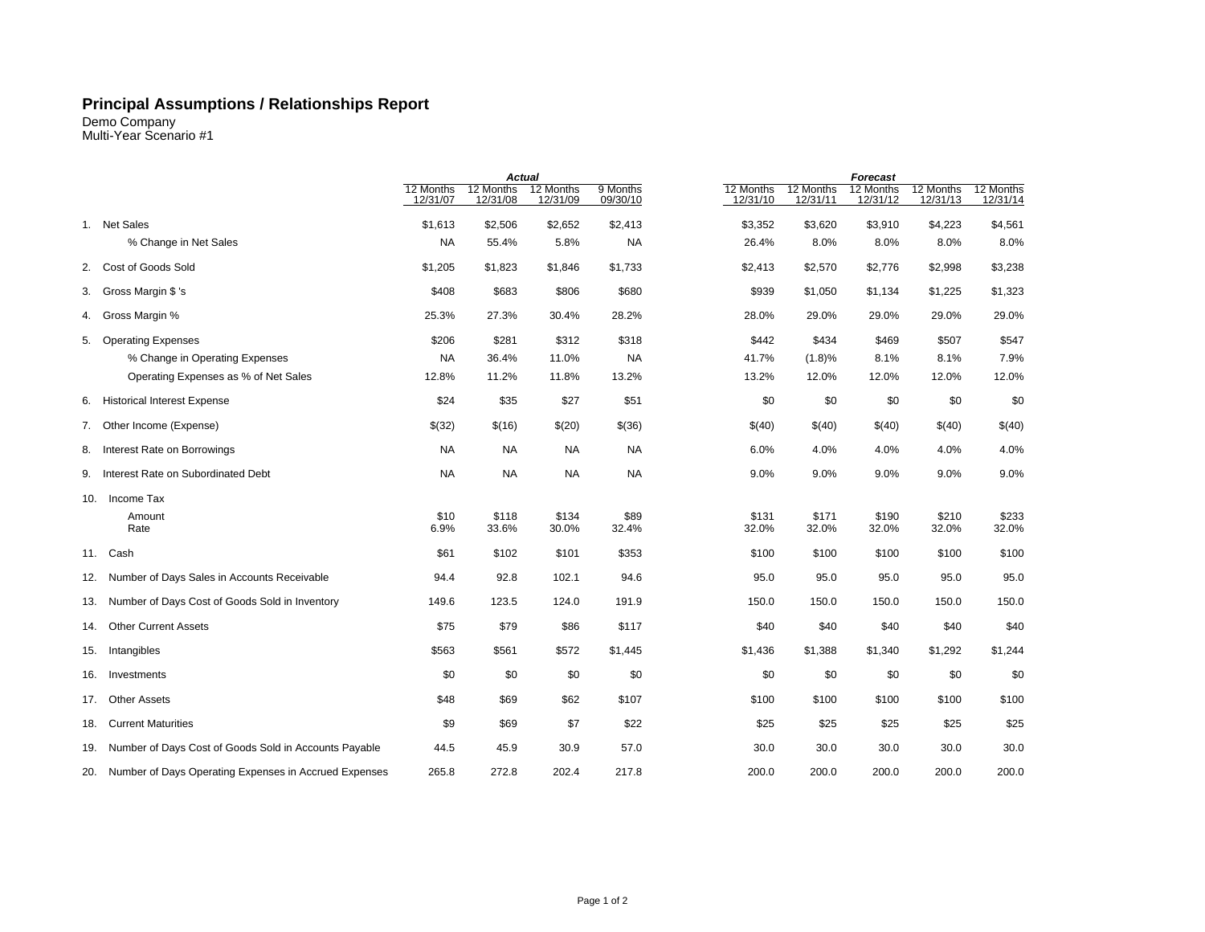# Principal Assumptions / Relationships Report

Demo Company
Multi-Year Scenario #1

| | Actual | | | | Forecast | | | | |
|---|---|---|---|---|---|---|---|---|---|
| | 12 Months 12/31/07 | 12 Months 12/31/08 | 12 Months 12/31/09 | 9 Months 09/30/10 | 12 Months 12/31/10 | 12 Months 12/31/11 | 12 Months 12/31/12 | 12 Months 12/31/13 | 12 Months 12/31/14 |
| 1. Net Sales | $1,613 | $2,506 | $2,652 | $2,413 | $3,352 | $3,620 | $3,910 | $4,223 | $4,561 |
| % Change in Net Sales | NA | 55.4% | 5.8% | NA | 26.4% | 8.0% | 8.0% | 8.0% | 8.0% |
| 2. Cost of Goods Sold | $1,205 | $1,823 | $1,846 | $1,733 | $2,413 | $2,570 | $2,776 | $2,998 | $3,238 |
| 3. Gross Margin $ 's | $408 | $683 | $806 | $680 | $939 | $1,050 | $1,134 | $1,225 | $1,323 |
| 4. Gross Margin % | 25.3% | 27.3% | 30.4% | 28.2% | 28.0% | 29.0% | 29.0% | 29.0% | 29.0% |
| 5. Operating Expenses | $206 | $281 | $312 | $318 | $442 | $434 | $469 | $507 | $547 |
| % Change in Operating Expenses | NA | 36.4% | 11.0% | NA | 41.7% | (1.8)% | 8.1% | 8.1% | 7.9% |
| Operating Expenses as % of Net Sales | 12.8% | 11.2% | 11.8% | 13.2% | 13.2% | 12.0% | 12.0% | 12.0% | 12.0% |
| 6. Historical Interest Expense | $24 | $35 | $27 | $51 | $0 | $0 | $0 | $0 | $0 |
| 7. Other Income (Expense) | $(32) | $(16) | $(20) | $(36) | $(40) | $(40) | $(40) | $(40) | $(40) |
| 8. Interest Rate on Borrowings | NA | NA | NA | NA | 6.0% | 4.0% | 4.0% | 4.0% | 4.0% |
| 9. Interest Rate on Subordinated Debt | NA | NA | NA | NA | 9.0% | 9.0% | 9.0% | 9.0% | 9.0% |
| 10. Income Tax | | | | | | | | | |
| Amount | $10 | $118 | $134 | $89 | $131 | $171 | $190 | $210 | $233 |
| Rate | 6.9% | 33.6% | 30.0% | 32.4% | 32.0% | 32.0% | 32.0% | 32.0% | 32.0% |
| 11. Cash | $61 | $102 | $101 | $353 | $100 | $100 | $100 | $100 | $100 |
| 12. Number of Days Sales in Accounts Receivable | 94.4 | 92.8 | 102.1 | 94.6 | 95.0 | 95.0 | 95.0 | 95.0 | 95.0 |
| 13. Number of Days Cost of Goods Sold in Inventory | 149.6 | 123.5 | 124.0 | 191.9 | 150.0 | 150.0 | 150.0 | 150.0 | 150.0 |
| 14. Other Current Assets | $75 | $79 | $86 | $117 | $40 | $40 | $40 | $40 | $40 |
| 15. Intangibles | $563 | $561 | $572 | $1,445 | $1,436 | $1,388 | $1,340 | $1,292 | $1,244 |
| 16. Investments | $0 | $0 | $0 | $0 | $0 | $0 | $0 | $0 | $0 |
| 17. Other Assets | $48 | $69 | $62 | $107 | $100 | $100 | $100 | $100 | $100 |
| 18. Current Maturities | $9 | $69 | $7 | $22 | $25 | $25 | $25 | $25 | $25 |
| 19. Number of Days Cost of Goods Sold in Accounts Payable | 44.5 | 45.9 | 30.9 | 57.0 | 30.0 | 30.0 | 30.0 | 30.0 | 30.0 |
| 20. Number of Days Operating Expenses in Accrued Expenses | 265.8 | 272.8 | 202.4 | 217.8 | 200.0 | 200.0 | 200.0 | 200.0 | 200.0 |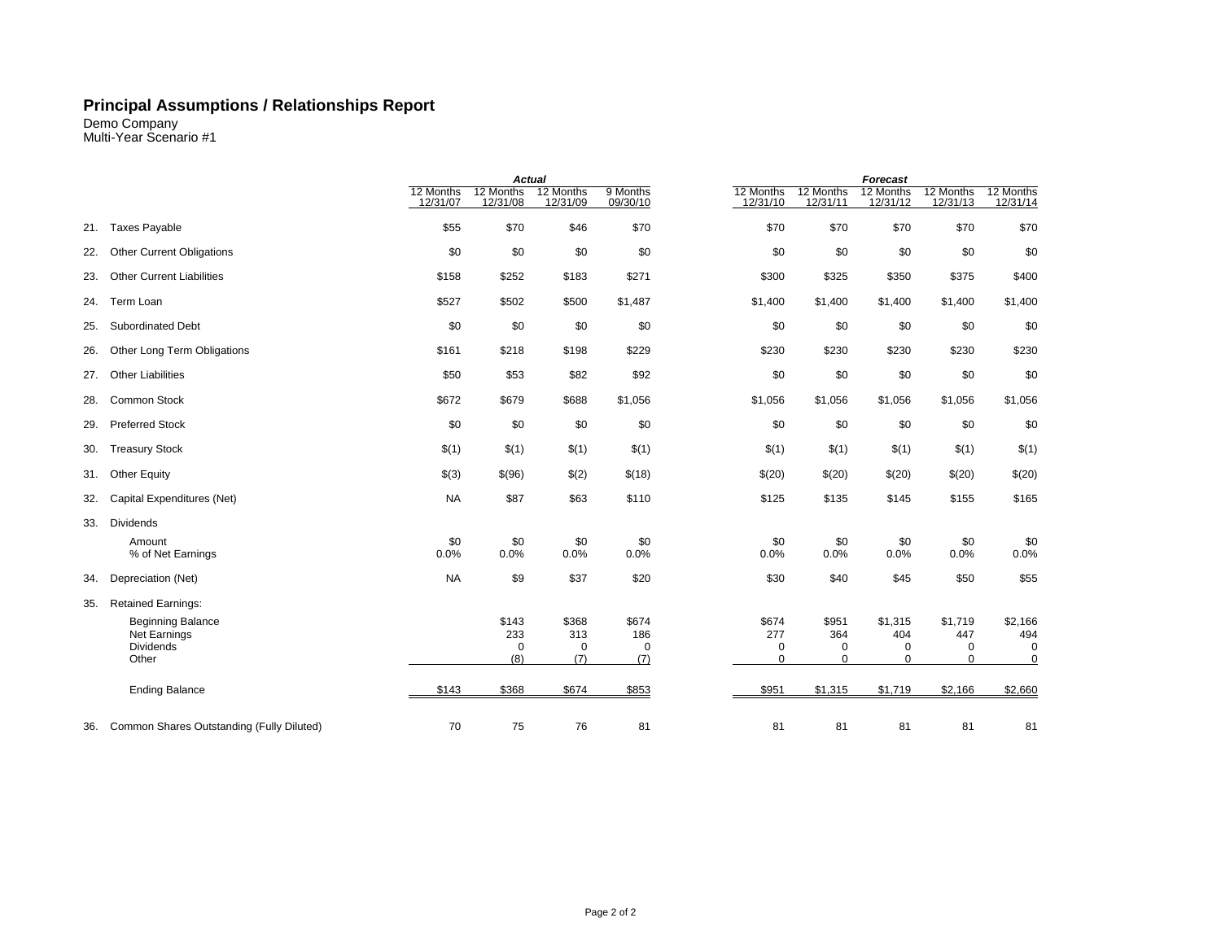## Principal Assumptions / Relationships Report

Demo Company
Multi-Year Scenario #1

| | | Actual | | | | Forecast | | | | |
|---|---|---|---|---|---|---|---|---|---|---|
| | | 12 Months 12/31/07 | 12 Months 12/31/08 | 12 Months 12/31/09 | 9 Months 09/30/10 | 12 Months 12/31/10 | 12 Months 12/31/11 | 12 Months 12/31/12 | 12 Months 12/31/13 | 12 Months 12/31/14 |
| 21. | Taxes Payable | $55 | $70 | $46 | $70 | $70 | $70 | $70 | $70 | $70 |
| 22. | Other Current Obligations | $0 | $0 | $0 | $0 | $0 | $0 | $0 | $0 | $0 |
| 23. | Other Current Liabilities | $158 | $252 | $183 | $271 | $300 | $325 | $350 | $375 | $400 |
| 24. | Term Loan | $527 | $502 | $500 | $1,487 | $1,400 | $1,400 | $1,400 | $1,400 | $1,400 |
| 25. | Subordinated Debt | $0 | $0 | $0 | $0 | $0 | $0 | $0 | $0 | $0 |
| 26. | Other Long Term Obligations | $161 | $218 | $198 | $229 | $230 | $230 | $230 | $230 | $230 |
| 27. | Other Liabilities | $50 | $53 | $82 | $92 | $0 | $0 | $0 | $0 | $0 |
| 28. | Common Stock | $672 | $679 | $688 | $1,056 | $1,056 | $1,056 | $1,056 | $1,056 | $1,056 |
| 29. | Preferred Stock | $0 | $0 | $0 | $0 | $0 | $0 | $0 | $0 | $0 |
| 30. | Treasury Stock | $(1) | $(1) | $(1) | $(1) | $(1) | $(1) | $(1) | $(1) | $(1) |
| 31. | Other Equity | $(3) | $(96) | $(2) | $(18) | $(20) | $(20) | $(20) | $(20) | $(20) |
| 32. | Capital Expenditures (Net) | NA | $87 | $63 | $110 | $125 | $135 | $145 | $155 | $165 |
| 33. | Dividends | | | | | | | | | |
| | Amount | $0 | $0 | $0 | $0 | $0 | $0 | $0 | $0 | $0 |
| | % of Net Earnings | 0.0% | 0.0% | 0.0% | 0.0% | 0.0% | 0.0% | 0.0% | 0.0% | 0.0% |
| 34. | Depreciation (Net) | NA | $9 | $37 | $20 | $30 | $40 | $45 | $50 | $55 |
| 35. | Retained Earnings: | | | | | | | | | |
| | Beginning Balance | | $143 | $368 | $674 | $674 | $951 | $1,315 | $1,719 | $2,166 |
| | Net Earnings | | 233 | 313 | 186 | 277 | 364 | 404 | 447 | 494 |
| | Dividends | | 0 | 0 | 0 | 0 | 0 | 0 | 0 | 0 |
| | Other | | (8) | (7) | (7) | 0 | 0 | 0 | 0 | 0 |
| | Ending Balance | $143 | $368 | $674 | $853 | $951 | $1,315 | $1,719 | $2,166 | $2,660 |
| 36. | Common Shares Outstanding (Fully Diluted) | 70 | 75 | 76 | 81 | 81 | 81 | 81 | 81 | 81 |